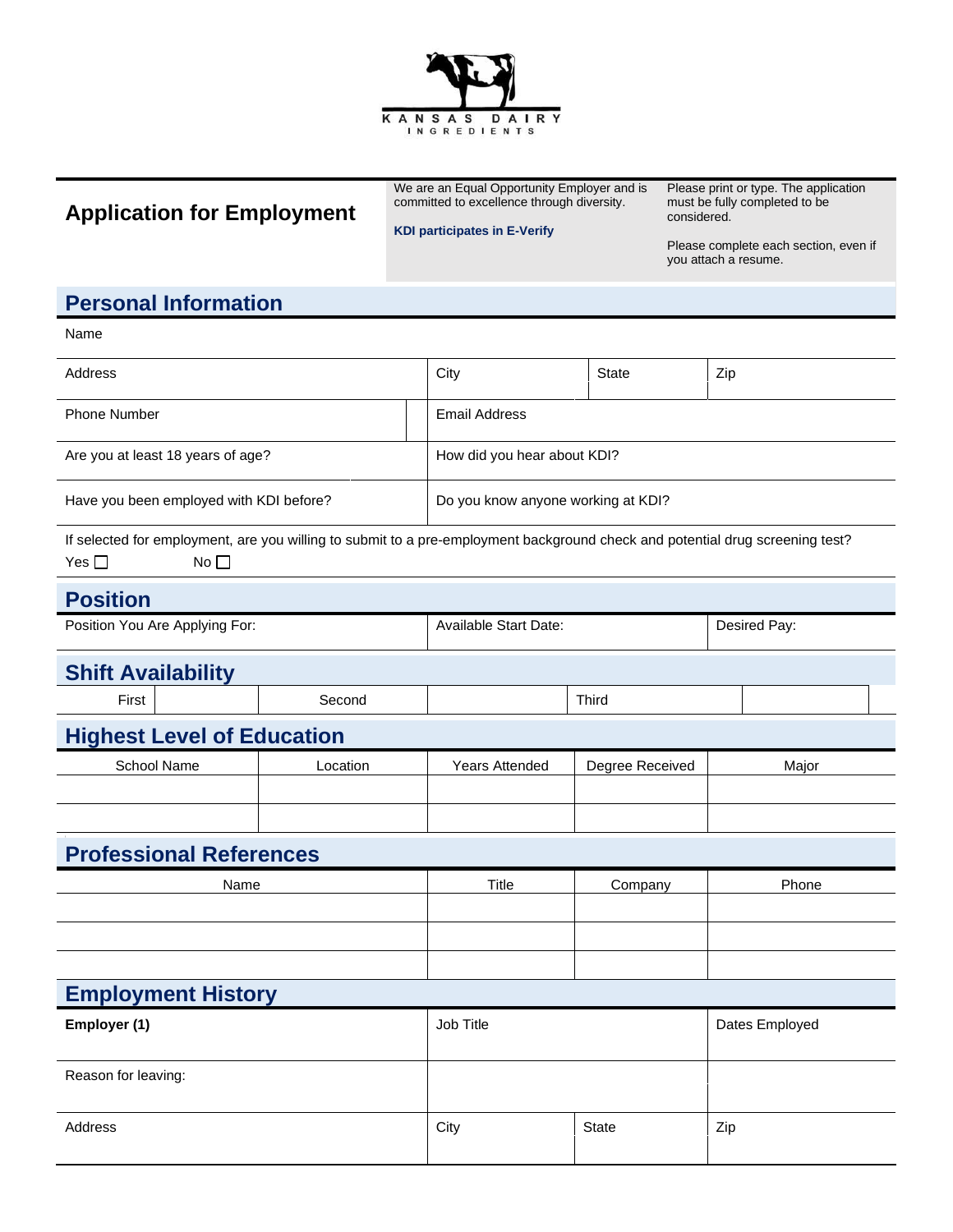KANSAS DAIRY INGREDIENTS

# Application for Employment

We are an Equal Opportunity Employer and is committed to excellence through diversity.

**KDI participates in E-Verify**

Please print or type. The application must be fully completed to be considered.

Please complete each section, even if you attach a resume.

## Personal Information

Name

| Address | City | State | Zip |
|---|---|---|---|

| Phone Number | Email Address |
|---|---|
| Are you at least 18 years of age? | How did you hear about KDI? |
| Have you been employed with KDI before? | Do you know anyone working at KDI? |

If selected for employment, are you willing to submit to a pre-employment background check and potential drug screening test?

Yes ☐ No ☐

## Position

| Position You Are Applying For: | Available Start Date: | Desired Pay: |
|---|---|---|

## Shift Availability

| First | | Second | | Third | |
|---|---|---|---|---|---|

## Highest Level of Education

| School Name | Location | Years Attended | Degree Received | Major |
|---|---|---|---|---|
| | | | | |
| | | | | |

## Professional References

| Name | Title | Company | Phone |
|---|---|---|---|
| | | | |
| | | | |
| | | | |

## Employment History

| **Employer (1)** | Job Title | | Dates Employed |
|---|---|---|---|
| Reason for leaving: | | | |
| Address | City | State | Zip |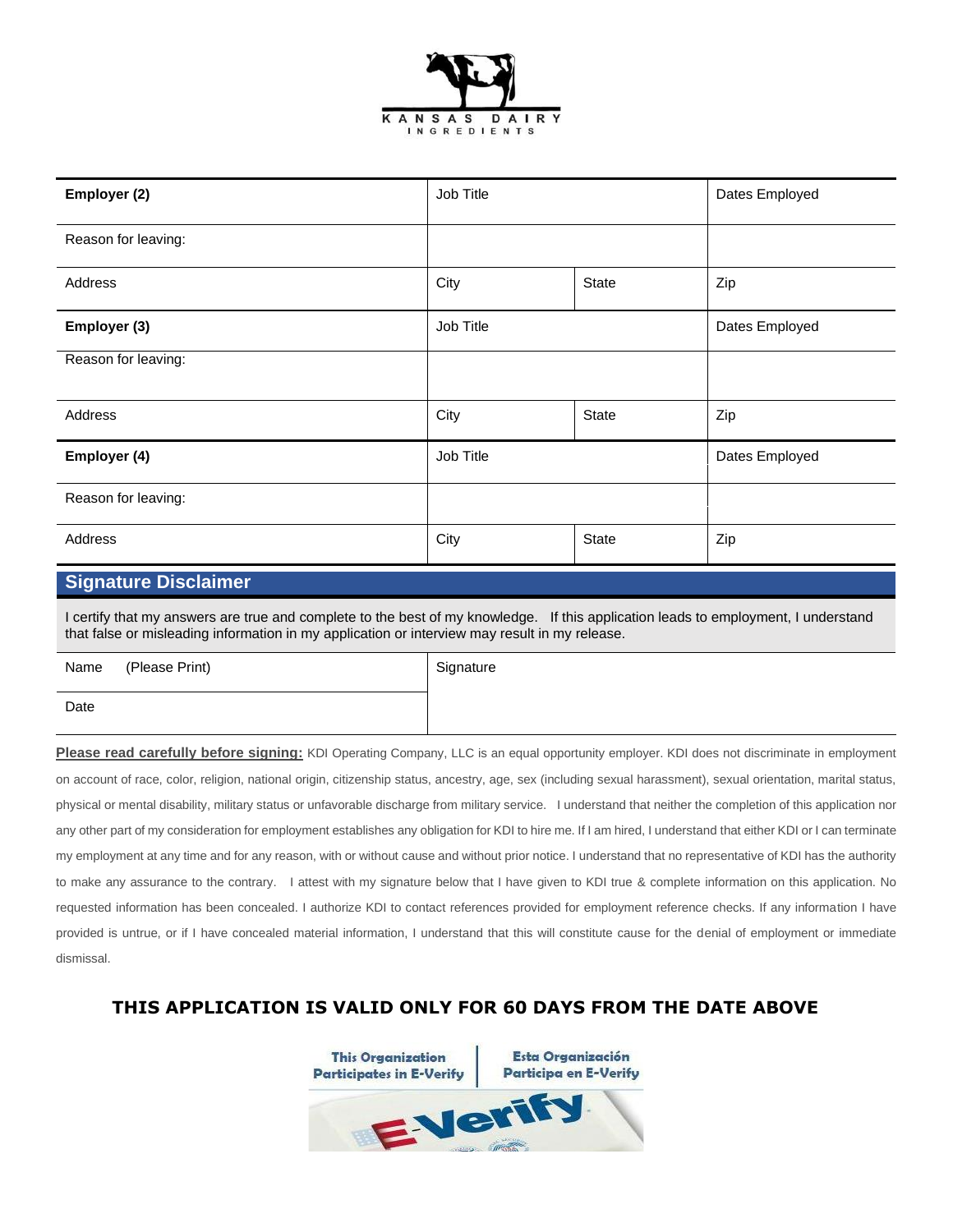KANSAS DAIRY INGREDIENTS

| | | | |
|---|---|---|---|
| **Employer (2)** | Job Title | | Dates Employed |
| Reason for leaving: | | | |
| Address | City | State | Zip |
| **Employer (3)** | Job Title | | Dates Employed |
| Reason for leaving: | | | |
| Address | City | State | Zip |
| **Employer (4)** | Job Title | | Dates Employed |
| Reason for leaving: | | | |
| Address | City | State | Zip |

## Signature Disclaimer

I certify that my answers are true and complete to the best of my knowledge. If this application leads to employment, I understand that false or misleading information in my application or interview may result in my release.

| | |
|---|---|
| Name (Please Print) | Signature |
| Date | |

**Please read carefully before signing:** KDI Operating Company, LLC is an equal opportunity employer. KDI does not discriminate in employment on account of race, color, religion, national origin, citizenship status, ancestry, age, sex (including sexual harassment), sexual orientation, marital status, physical or mental disability, military status or unfavorable discharge from military service. I understand that neither the completion of this application nor any other part of my consideration for employment establishes any obligation for KDI to hire me. If I am hired, I understand that either KDI or I can terminate my employment at any time and for any reason, with or without cause and without prior notice. I understand that no representative of KDI has the authority to make any assurance to the contrary. I attest with my signature below that I have given to KDI true & complete information on this application. No requested information has been concealed. I authorize KDI to contact references provided for employment reference checks. If any information I have provided is untrue, or if I have concealed material information, I understand that this will constitute cause for the denial of employment or immediate dismissal.

**THIS APPLICATION IS VALID ONLY FOR 60 DAYS FROM THE DATE ABOVE**

This Organization Participates in E-Verify | Esta Organización Participa en E-Verify

E-Verify